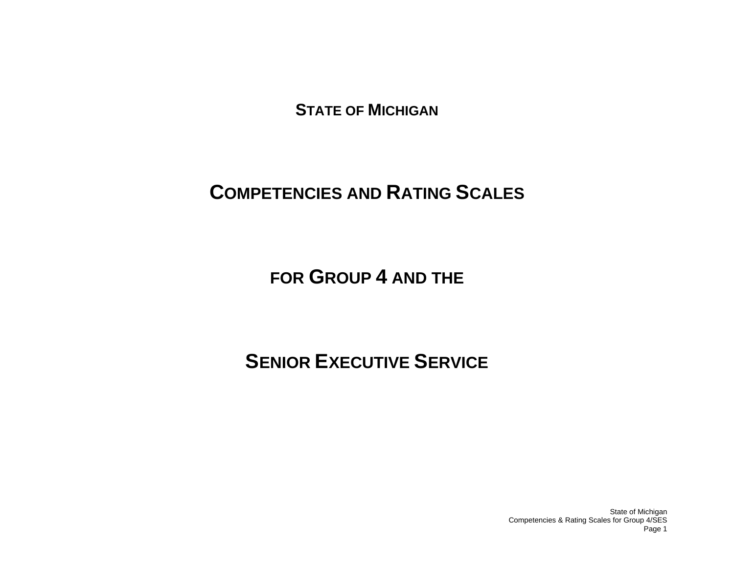# STATE OF MICHIGAN

# COMPETENCIES AND RATING SCALES

# FOR GROUP 4 AND THE

# SENIOR EXECUTIVE SERVICE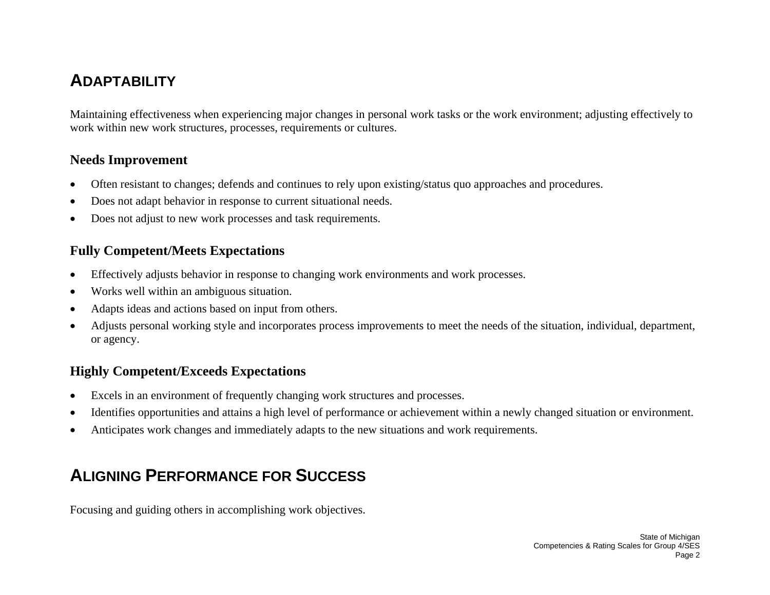## ADAPTABILITY

Maintaining effectiveness when experiencing major changes in personal work tasks or the work environment; adjusting effectively to work within new work structures, processes, requirements or cultures.

### Needs Improvement

- Often resistant to changes; defends and continues to rely upon existing/status quo approaches and procedures.
- Does not adapt behavior in response to current situational needs.
- Does not adjust to new work processes and task requirements.

### Fully Competent/Meets Expectations

- Effectively adjusts behavior in response to changing work environments and work processes.
- Works well within an ambiguous situation.
- Adapts ideas and actions based on input from others.
- Adjusts personal working style and incorporates process improvements to meet the needs of the situation, individual, department, or agency.

### Highly Competent/Exceeds Expectations

- Excels in an environment of frequently changing work structures and processes.
- Identifies opportunities and attains a high level of performance or achievement within a newly changed situation or environment.
- Anticipates work changes and immediately adapts to the new situations and work requirements.

## ALIGNING PERFORMANCE FOR SUCCESS

Focusing and guiding others in accomplishing work objectives.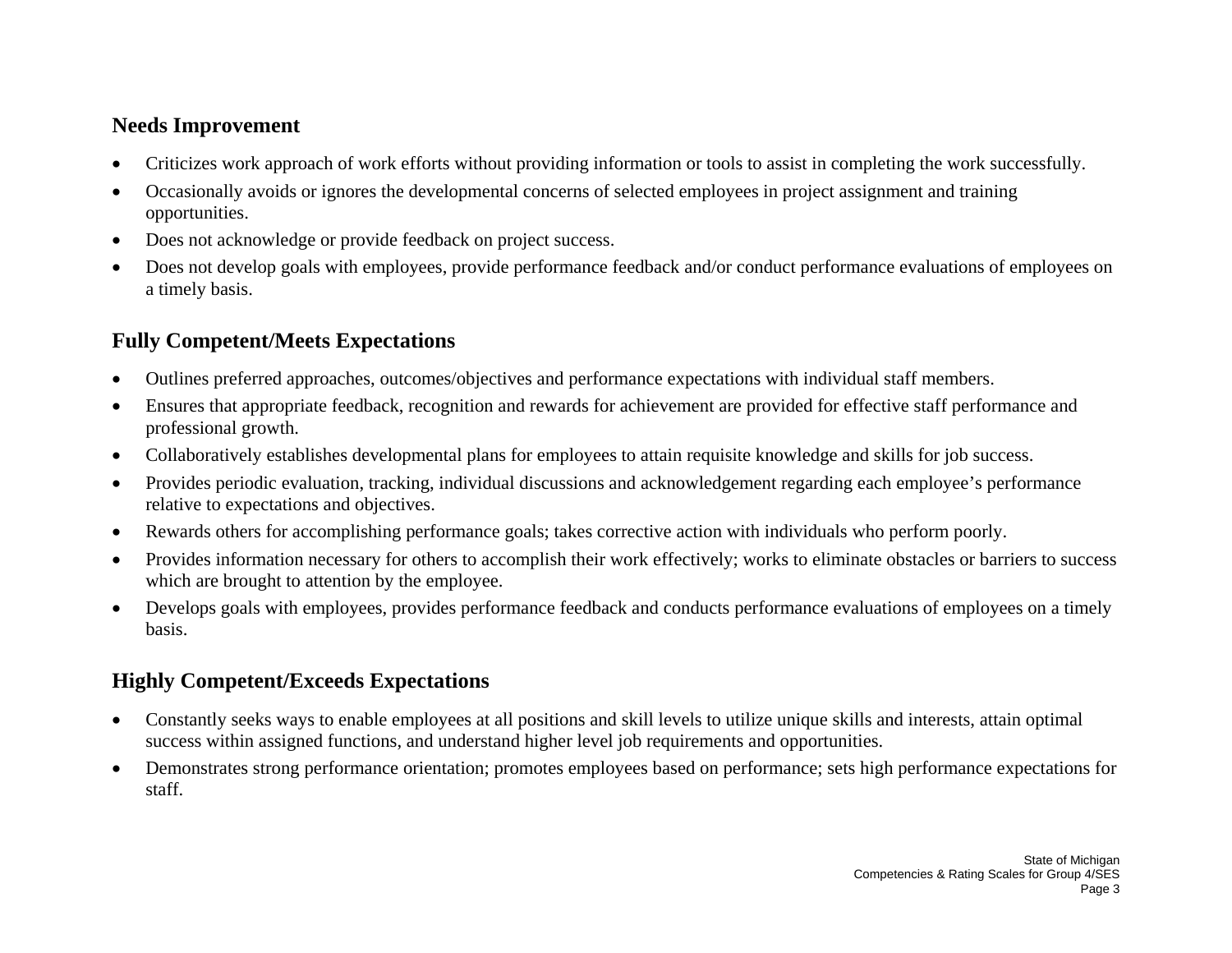## Needs Improvement

- Criticizes work approach of work efforts without providing information or tools to assist in completing the work successfully.
- Occasionally avoids or ignores the developmental concerns of selected employees in project assignment and training opportunities.
- Does not acknowledge or provide feedback on project success.
- Does not develop goals with employees, provide performance feedback and/or conduct performance evaluations of employees on a timely basis.

## Fully Competent/Meets Expectations

- Outlines preferred approaches, outcomes/objectives and performance expectations with individual staff members.
- Ensures that appropriate feedback, recognition and rewards for achievement are provided for effective staff performance and professional growth.
- Collaboratively establishes developmental plans for employees to attain requisite knowledge and skills for job success.
- Provides periodic evaluation, tracking, individual discussions and acknowledgement regarding each employee's performance relative to expectations and objectives.
- Rewards others for accomplishing performance goals; takes corrective action with individuals who perform poorly.
- Provides information necessary for others to accomplish their work effectively; works to eliminate obstacles or barriers to success which are brought to attention by the employee.
- Develops goals with employees, provides performance feedback and conducts performance evaluations of employees on a timely basis.

## Highly Competent/Exceeds Expectations

- Constantly seeks ways to enable employees at all positions and skill levels to utilize unique skills and interests, attain optimal success within assigned functions, and understand higher level job requirements and opportunities.
- Demonstrates strong performance orientation; promotes employees based on performance; sets high performance expectations for staff.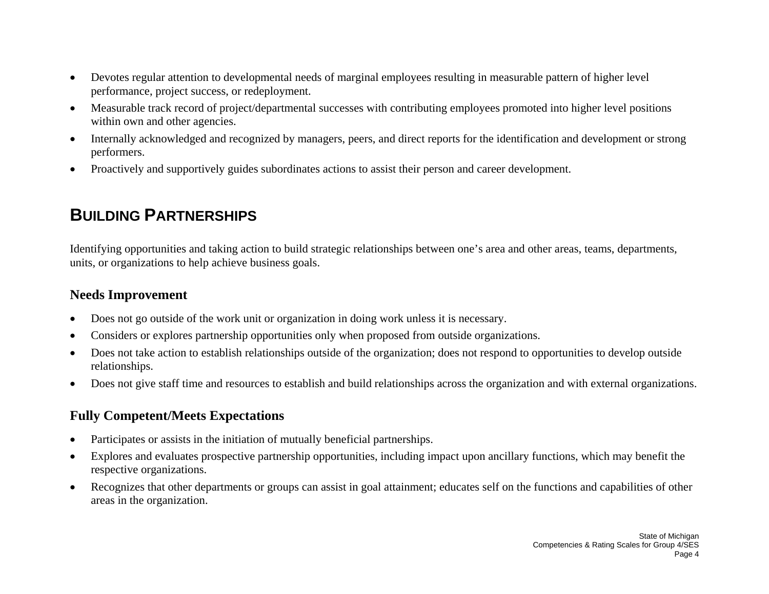- Devotes regular attention to developmental needs of marginal employees resulting in measurable pattern of higher level performance, project success, or redeployment.
- Measurable track record of project/departmental successes with contributing employees promoted into higher level positions within own and other agencies.
- Internally acknowledged and recognized by managers, peers, and direct reports for the identification and development or strong performers.
- Proactively and supportively guides subordinates actions to assist their person and career development.

## BUILDING PARTNERSHIPS

Identifying opportunities and taking action to build strategic relationships between one's area and other areas, teams, departments, units, or organizations to help achieve business goals.

### Needs Improvement

- Does not go outside of the work unit or organization in doing work unless it is necessary.
- Considers or explores partnership opportunities only when proposed from outside organizations.
- Does not take action to establish relationships outside of the organization; does not respond to opportunities to develop outside relationships.
- Does not give staff time and resources to establish and build relationships across the organization and with external organizations.

### Fully Competent/Meets Expectations

- Participates or assists in the initiation of mutually beneficial partnerships.
- Explores and evaluates prospective partnership opportunities, including impact upon ancillary functions, which may benefit the respective organizations.
- Recognizes that other departments or groups can assist in goal attainment; educates self on the functions and capabilities of other areas in the organization.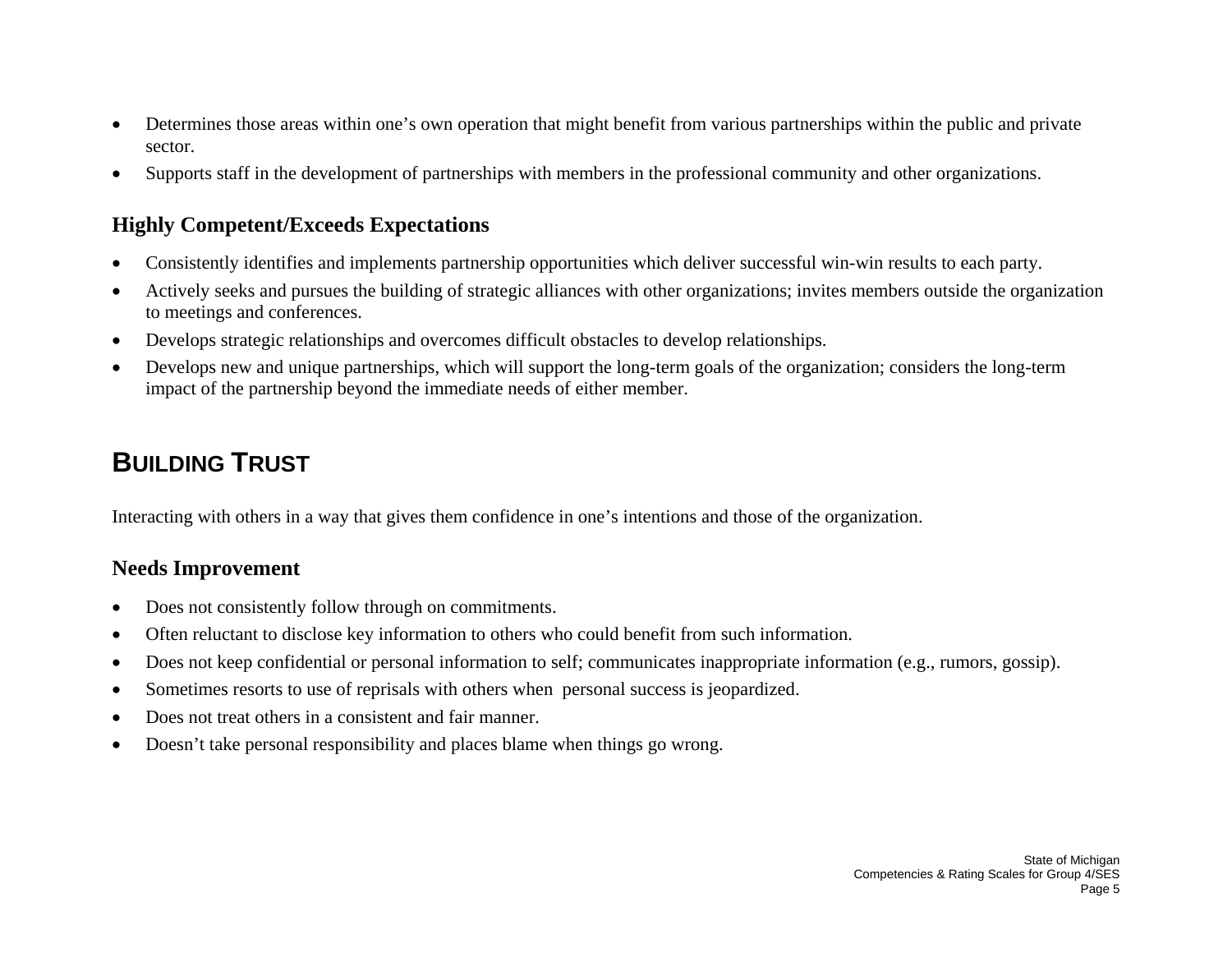- Determines those areas within one's own operation that might benefit from various partnerships within the public and private sector.
- Supports staff in the development of partnerships with members in the professional community and other organizations.

### Highly Competent/Exceeds Expectations

- Consistently identifies and implements partnership opportunities which deliver successful win-win results to each party.
- Actively seeks and pursues the building of strategic alliances with other organizations; invites members outside the organization to meetings and conferences.
- Develops strategic relationships and overcomes difficult obstacles to develop relationships.
- Develops new and unique partnerships, which will support the long-term goals of the organization; considers the long-term impact of the partnership beyond the immediate needs of either member.

## BUILDING TRUST

Interacting with others in a way that gives them confidence in one's intentions and those of the organization.

### Needs Improvement

- Does not consistently follow through on commitments.
- Often reluctant to disclose key information to others who could benefit from such information.
- Does not keep confidential or personal information to self; communicates inappropriate information (e.g., rumors, gossip).
- Sometimes resorts to use of reprisals with others when personal success is jeopardized.
- Does not treat others in a consistent and fair manner.
- Doesn't take personal responsibility and places blame when things go wrong.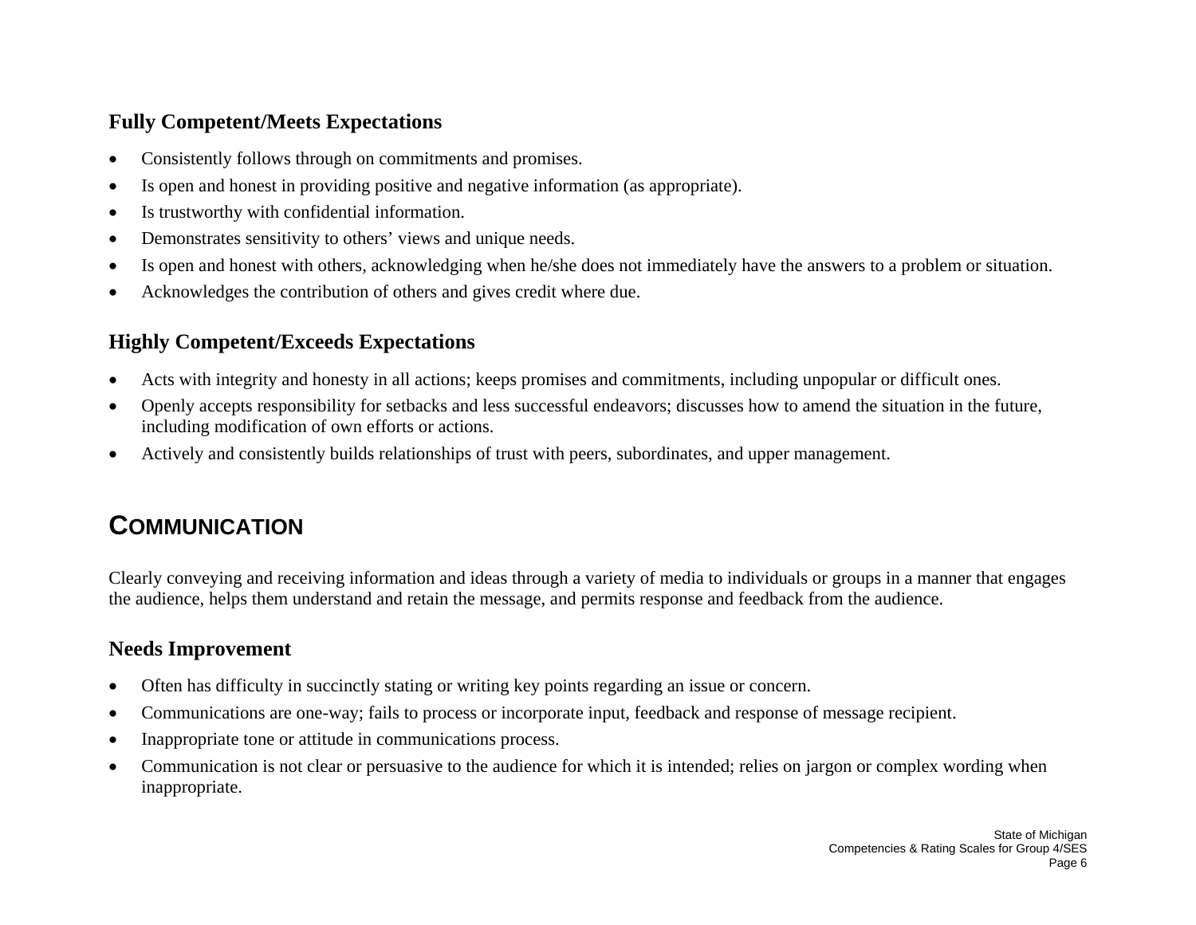### Fully Competent/Meets Expectations

- Consistently follows through on commitments and promises.
- Is open and honest in providing positive and negative information (as appropriate).
- Is trustworthy with confidential information.
- Demonstrates sensitivity to others' views and unique needs.
- Is open and honest with others, acknowledging when he/she does not immediately have the answers to a problem or situation.
- Acknowledges the contribution of others and gives credit where due.

### Highly Competent/Exceeds Expectations

- Acts with integrity and honesty in all actions; keeps promises and commitments, including unpopular or difficult ones.
- Openly accepts responsibility for setbacks and less successful endeavors; discusses how to amend the situation in the future, including modification of own efforts or actions.
- Actively and consistently builds relationships of trust with peers, subordinates, and upper management.

## COMMUNICATION

Clearly conveying and receiving information and ideas through a variety of media to individuals or groups in a manner that engages the audience, helps them understand and retain the message, and permits response and feedback from the audience.

### Needs Improvement

- Often has difficulty in succinctly stating or writing key points regarding an issue or concern.
- Communications are one-way; fails to process or incorporate input, feedback and response of message recipient.
- Inappropriate tone or attitude in communications process.
- Communication is not clear or persuasive to the audience for which it is intended; relies on jargon or complex wording when inappropriate.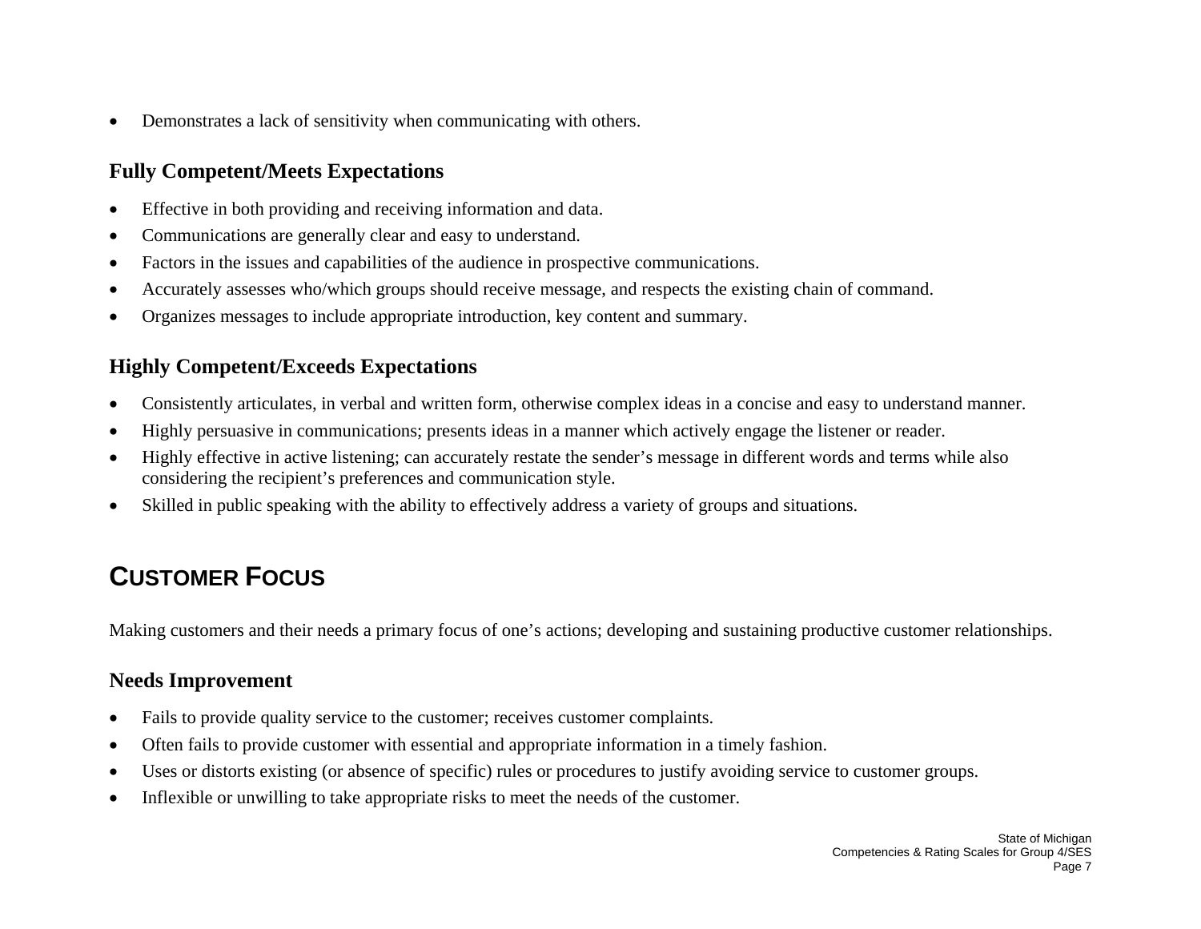- Demonstrates a lack of sensitivity when communicating with others.

### Fully Competent/Meets Expectations

- Effective in both providing and receiving information and data.
- Communications are generally clear and easy to understand.
- Factors in the issues and capabilities of the audience in prospective communications.
- Accurately assesses who/which groups should receive message, and respects the existing chain of command.
- Organizes messages to include appropriate introduction, key content and summary.

### Highly Competent/Exceeds Expectations

- Consistently articulates, in verbal and written form, otherwise complex ideas in a concise and easy to understand manner.
- Highly persuasive in communications; presents ideas in a manner which actively engage the listener or reader.
- Highly effective in active listening; can accurately restate the sender's message in different words and terms while also considering the recipient's preferences and communication style.
- Skilled in public speaking with the ability to effectively address a variety of groups and situations.

## CUSTOMER FOCUS

Making customers and their needs a primary focus of one's actions; developing and sustaining productive customer relationships.

### Needs Improvement

- Fails to provide quality service to the customer; receives customer complaints.
- Often fails to provide customer with essential and appropriate information in a timely fashion.
- Uses or distorts existing (or absence of specific) rules or procedures to justify avoiding service to customer groups.
- Inflexible or unwilling to take appropriate risks to meet the needs of the customer.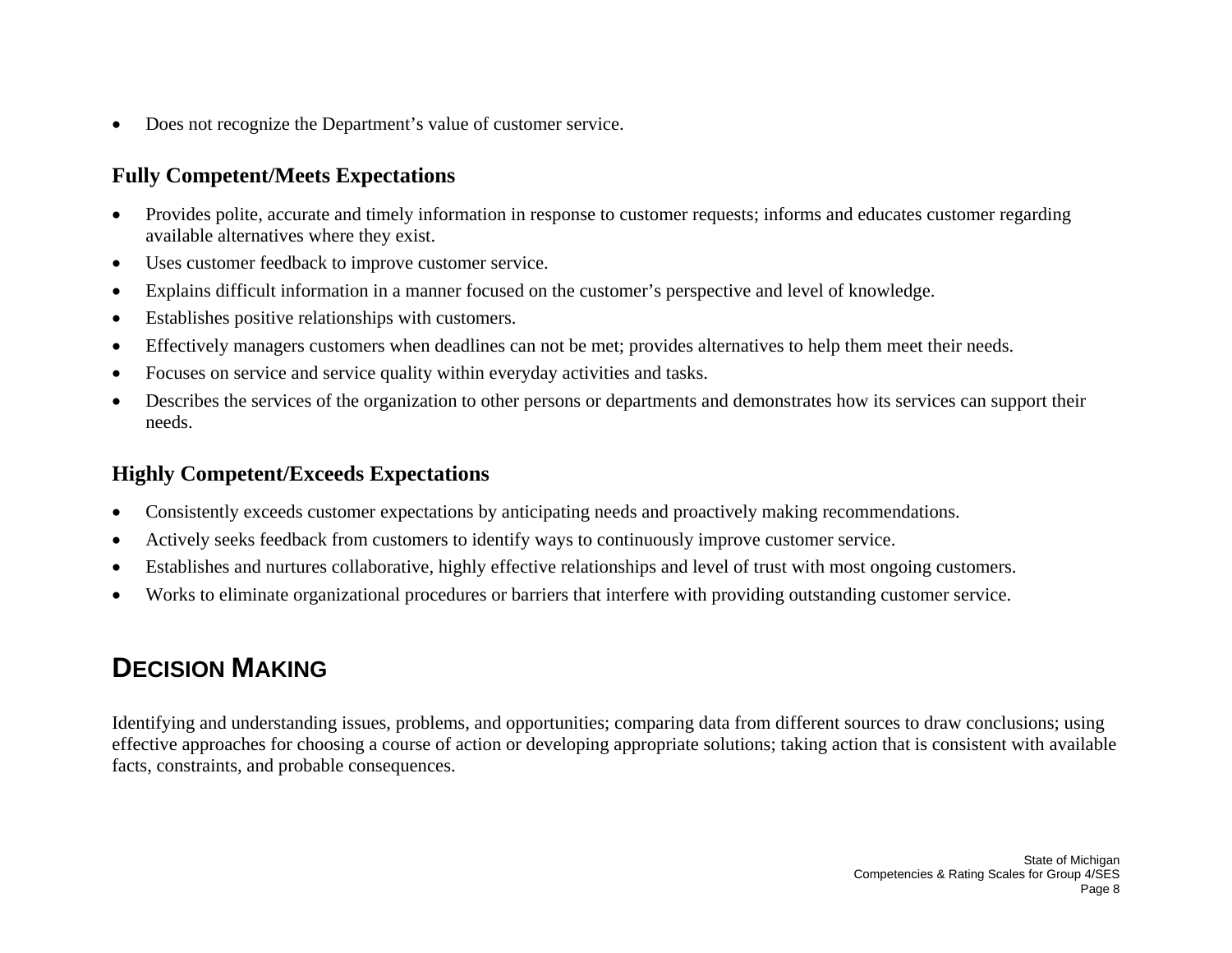- Does not recognize the Department's value of customer service.

### Fully Competent/Meets Expectations

- Provides polite, accurate and timely information in response to customer requests; informs and educates customer regarding available alternatives where they exist.
- Uses customer feedback to improve customer service.
- Explains difficult information in a manner focused on the customer's perspective and level of knowledge.
- Establishes positive relationships with customers.
- Effectively managers customers when deadlines can not be met; provides alternatives to help them meet their needs.
- Focuses on service and service quality within everyday activities and tasks.
- Describes the services of the organization to other persons or departments and demonstrates how its services can support their needs.

### Highly Competent/Exceeds Expectations

- Consistently exceeds customer expectations by anticipating needs and proactively making recommendations.
- Actively seeks feedback from customers to identify ways to continuously improve customer service.
- Establishes and nurtures collaborative, highly effective relationships and level of trust with most ongoing customers.
- Works to eliminate organizational procedures or barriers that interfere with providing outstanding customer service.

## DECISION MAKING

Identifying and understanding issues, problems, and opportunities; comparing data from different sources to draw conclusions; using effective approaches for choosing a course of action or developing appropriate solutions; taking action that is consistent with available facts, constraints, and probable consequences.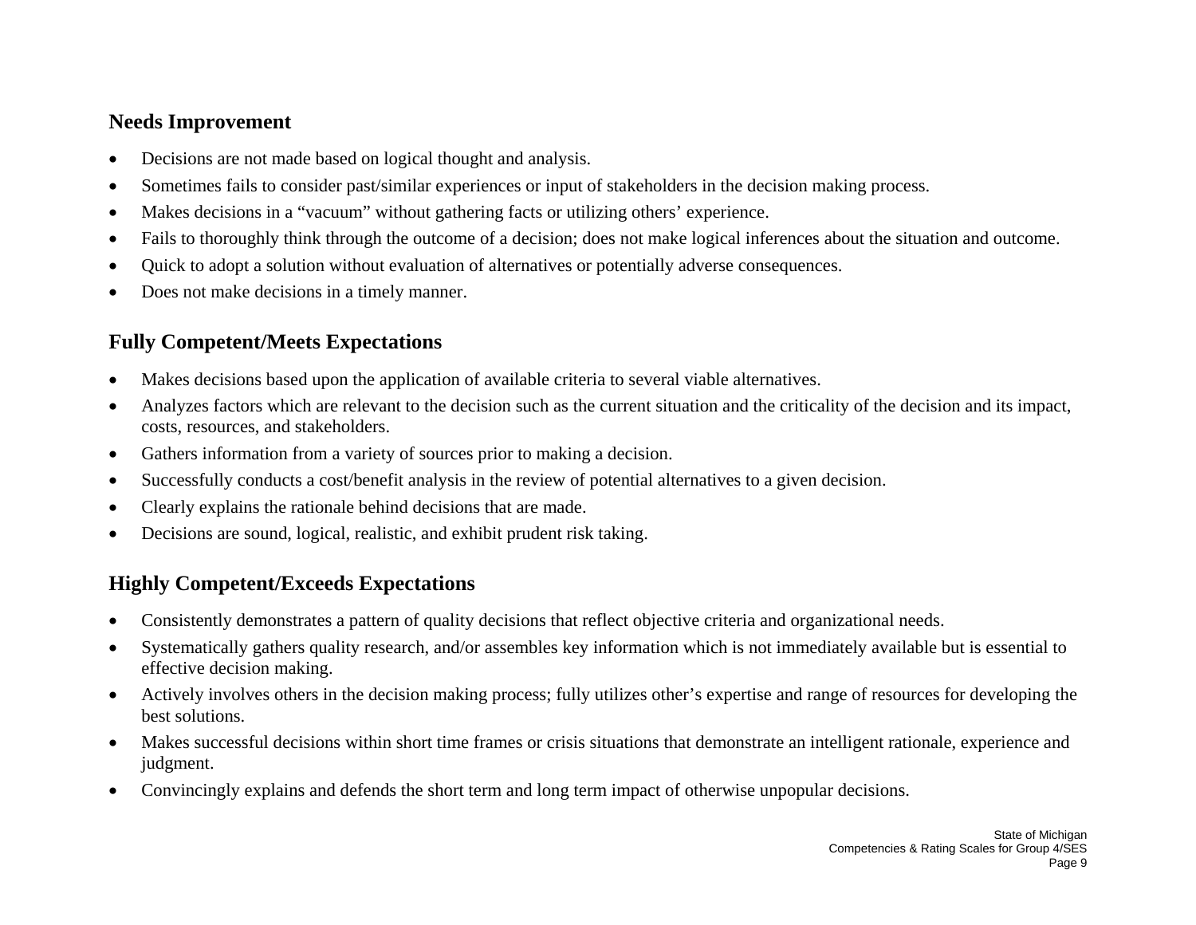### Needs Improvement

- Decisions are not made based on logical thought and analysis.
- Sometimes fails to consider past/similar experiences or input of stakeholders in the decision making process.
- Makes decisions in a "vacuum" without gathering facts or utilizing others' experience.
- Fails to thoroughly think through the outcome of a decision; does not make logical inferences about the situation and outcome.
- Quick to adopt a solution without evaluation of alternatives or potentially adverse consequences.
- Does not make decisions in a timely manner.

### Fully Competent/Meets Expectations

- Makes decisions based upon the application of available criteria to several viable alternatives.
- Analyzes factors which are relevant to the decision such as the current situation and the criticality of the decision and its impact, costs, resources, and stakeholders.
- Gathers information from a variety of sources prior to making a decision.
- Successfully conducts a cost/benefit analysis in the review of potential alternatives to a given decision.
- Clearly explains the rationale behind decisions that are made.
- Decisions are sound, logical, realistic, and exhibit prudent risk taking.

### Highly Competent/Exceeds Expectations

- Consistently demonstrates a pattern of quality decisions that reflect objective criteria and organizational needs.
- Systematically gathers quality research, and/or assembles key information which is not immediately available but is essential to effective decision making.
- Actively involves others in the decision making process; fully utilizes other's expertise and range of resources for developing the best solutions.
- Makes successful decisions within short time frames or crisis situations that demonstrate an intelligent rationale, experience and judgment.
- Convincingly explains and defends the short term and long term impact of otherwise unpopular decisions.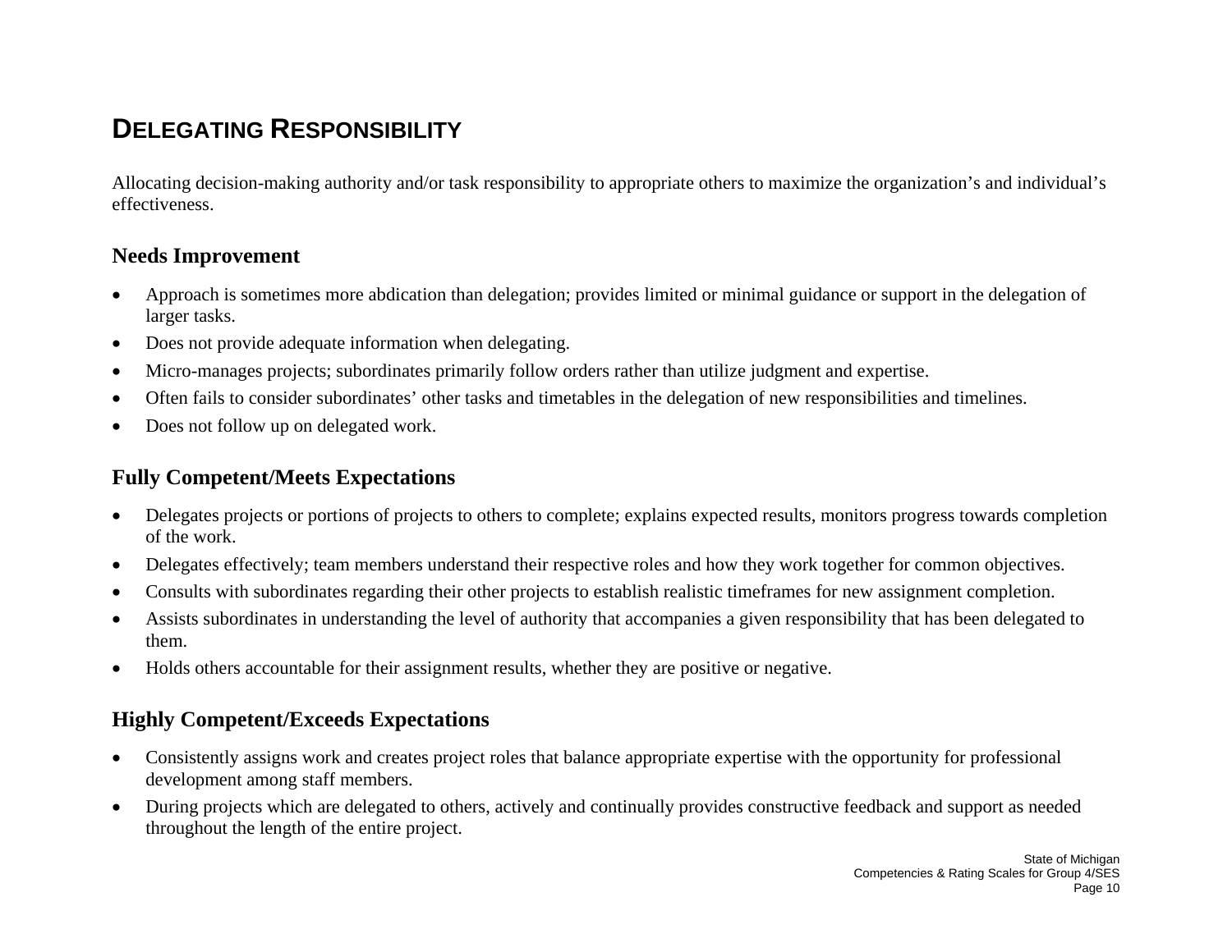# Delegating Responsibility

Allocating decision-making authority and/or task responsibility to appropriate others to maximize the organization's and individual's effectiveness.

## Needs Improvement

- Approach is sometimes more abdication than delegation; provides limited or minimal guidance or support in the delegation of larger tasks.
- Does not provide adequate information when delegating.
- Micro-manages projects; subordinates primarily follow orders rather than utilize judgment and expertise.
- Often fails to consider subordinates' other tasks and timetables in the delegation of new responsibilities and timelines.
- Does not follow up on delegated work.

## Fully Competent/Meets Expectations

- Delegates projects or portions of projects to others to complete; explains expected results, monitors progress towards completion of the work.
- Delegates effectively; team members understand their respective roles and how they work together for common objectives.
- Consults with subordinates regarding their other projects to establish realistic timeframes for new assignment completion.
- Assists subordinates in understanding the level of authority that accompanies a given responsibility that has been delegated to them.
- Holds others accountable for their assignment results, whether they are positive or negative.

## Highly Competent/Exceeds Expectations

- Consistently assigns work and creates project roles that balance appropriate expertise with the opportunity for professional development among staff members.
- During projects which are delegated to others, actively and continually provides constructive feedback and support as needed throughout the length of the entire project.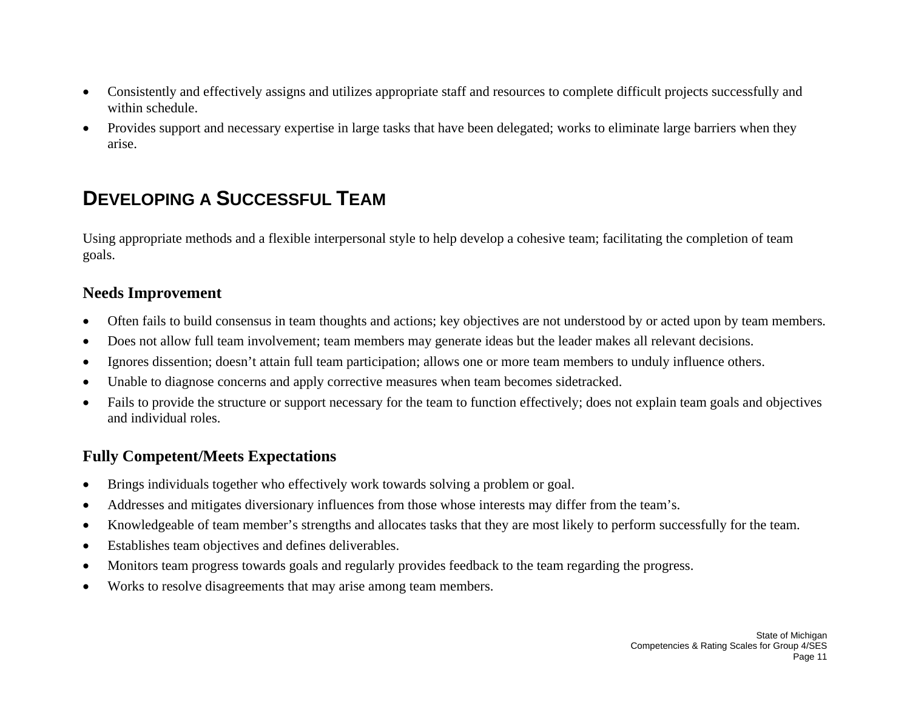- Consistently and effectively assigns and utilizes appropriate staff and resources to complete difficult projects successfully and within schedule.
- Provides support and necessary expertise in large tasks that have been delegated; works to eliminate large barriers when they arise.

## DEVELOPING A SUCCESSFUL TEAM

Using appropriate methods and a flexible interpersonal style to help develop a cohesive team; facilitating the completion of team goals.

### Needs Improvement

- Often fails to build consensus in team thoughts and actions; key objectives are not understood by or acted upon by team members.
- Does not allow full team involvement; team members may generate ideas but the leader makes all relevant decisions.
- Ignores dissention; doesn't attain full team participation; allows one or more team members to unduly influence others.
- Unable to diagnose concerns and apply corrective measures when team becomes sidetracked.
- Fails to provide the structure or support necessary for the team to function effectively; does not explain team goals and objectives and individual roles.

### Fully Competent/Meets Expectations

- Brings individuals together who effectively work towards solving a problem or goal.
- Addresses and mitigates diversionary influences from those whose interests may differ from the team's.
- Knowledgeable of team member's strengths and allocates tasks that they are most likely to perform successfully for the team.
- Establishes team objectives and defines deliverables.
- Monitors team progress towards goals and regularly provides feedback to the team regarding the progress.
- Works to resolve disagreements that may arise among team members.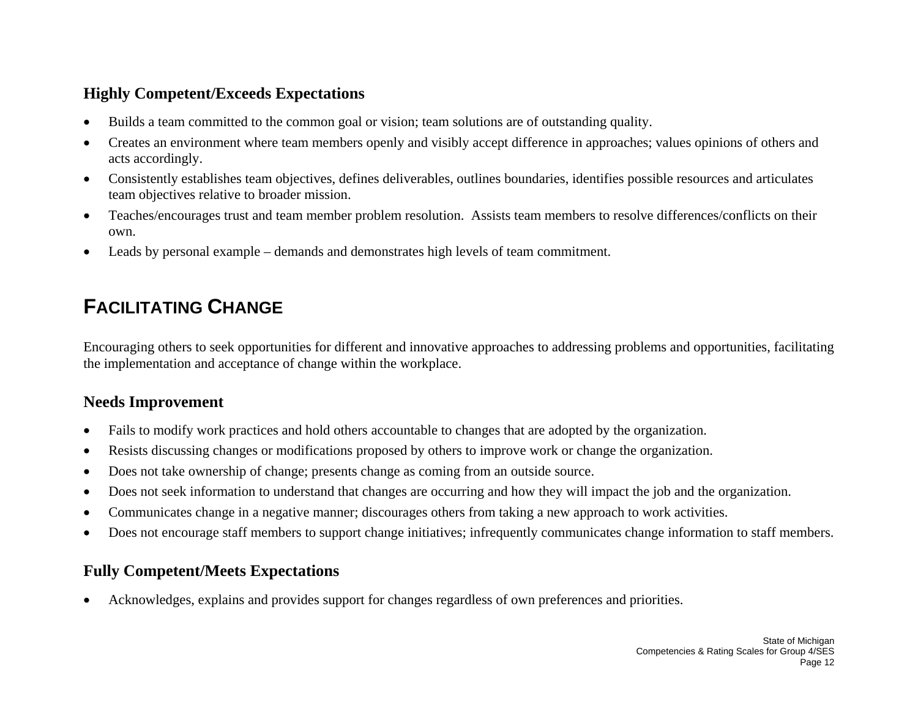### Highly Competent/Exceeds Expectations

- Builds a team committed to the common goal or vision; team solutions are of outstanding quality.
- Creates an environment where team members openly and visibly accept difference in approaches; values opinions of others and acts accordingly.
- Consistently establishes team objectives, defines deliverables, outlines boundaries, identifies possible resources and articulates team objectives relative to broader mission.
- Teaches/encourages trust and team member problem resolution. Assists team members to resolve differences/conflicts on their own.
- Leads by personal example – demands and demonstrates high levels of team commitment.

## FACILITATING CHANGE

Encouraging others to seek opportunities for different and innovative approaches to addressing problems and opportunities, facilitating the implementation and acceptance of change within the workplace.

### Needs Improvement

- Fails to modify work practices and hold others accountable to changes that are adopted by the organization.
- Resists discussing changes or modifications proposed by others to improve work or change the organization.
- Does not take ownership of change; presents change as coming from an outside source.
- Does not seek information to understand that changes are occurring and how they will impact the job and the organization.
- Communicates change in a negative manner; discourages others from taking a new approach to work activities.
- Does not encourage staff members to support change initiatives; infrequently communicates change information to staff members.

### Fully Competent/Meets Expectations

- Acknowledges, explains and provides support for changes regardless of own preferences and priorities.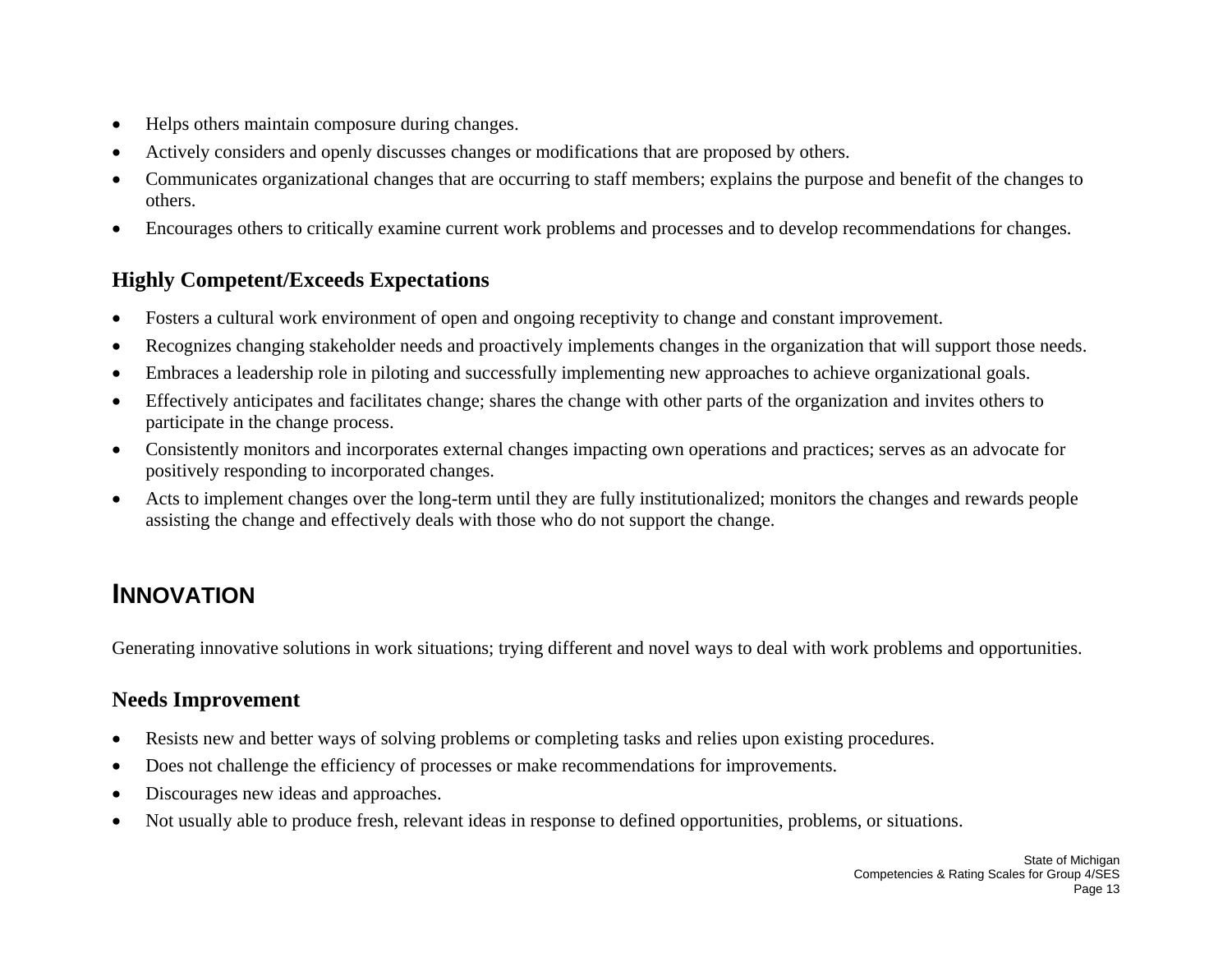- Helps others maintain composure during changes.
- Actively considers and openly discusses changes or modifications that are proposed by others.
- Communicates organizational changes that are occurring to staff members; explains the purpose and benefit of the changes to others.
- Encourages others to critically examine current work problems and processes and to develop recommendations for changes.

### Highly Competent/Exceeds Expectations

- Fosters a cultural work environment of open and ongoing receptivity to change and constant improvement.
- Recognizes changing stakeholder needs and proactively implements changes in the organization that will support those needs.
- Embraces a leadership role in piloting and successfully implementing new approaches to achieve organizational goals.
- Effectively anticipates and facilitates change; shares the change with other parts of the organization and invites others to participate in the change process.
- Consistently monitors and incorporates external changes impacting own operations and practices; serves as an advocate for positively responding to incorporated changes.
- Acts to implement changes over the long-term until they are fully institutionalized; monitors the changes and rewards people assisting the change and effectively deals with those who do not support the change.

## INNOVATION

Generating innovative solutions in work situations; trying different and novel ways to deal with work problems and opportunities.

### Needs Improvement

- Resists new and better ways of solving problems or completing tasks and relies upon existing procedures.
- Does not challenge the efficiency of processes or make recommendations for improvements.
- Discourages new ideas and approaches.
- Not usually able to produce fresh, relevant ideas in response to defined opportunities, problems, or situations.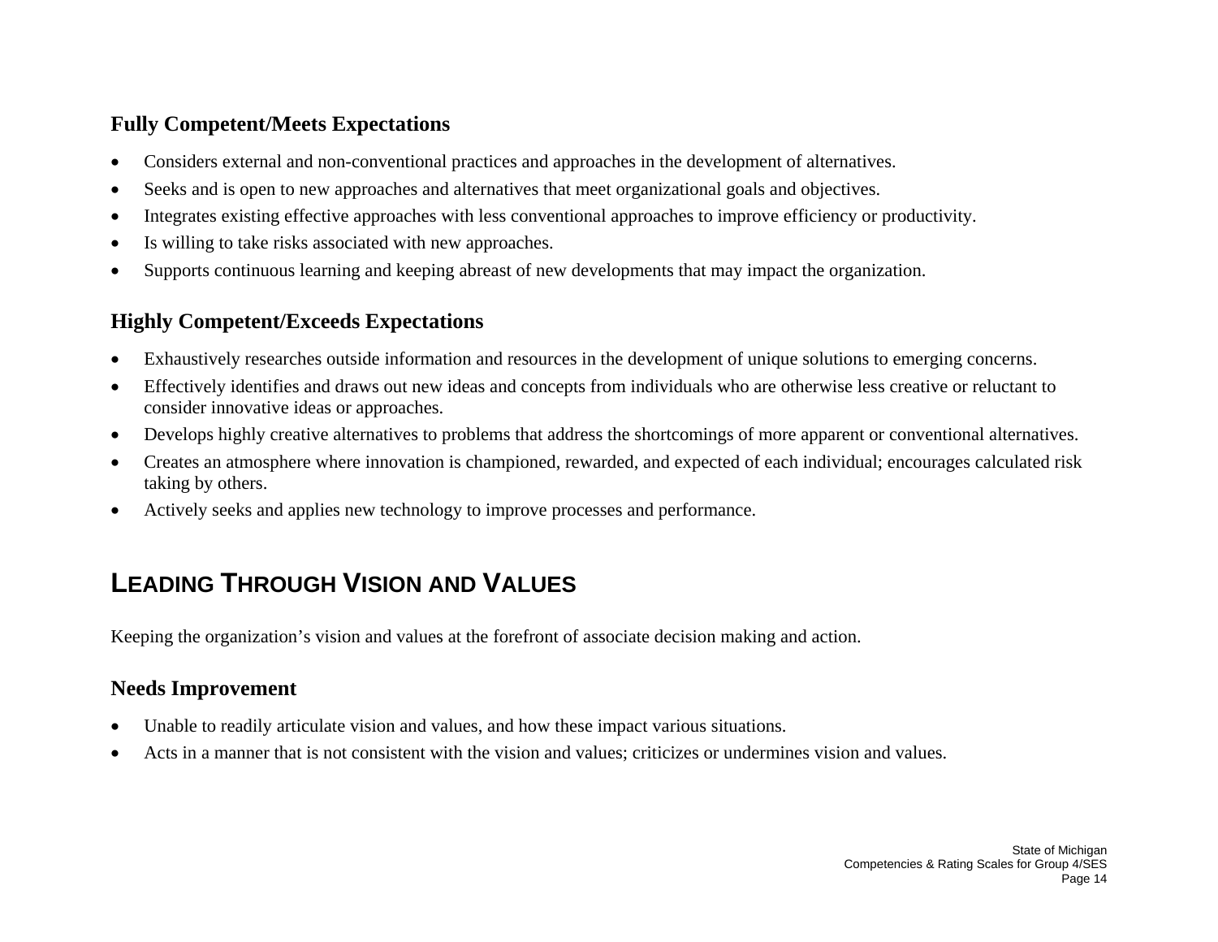### Fully Competent/Meets Expectations

- Considers external and non-conventional practices and approaches in the development of alternatives.
- Seeks and is open to new approaches and alternatives that meet organizational goals and objectives.
- Integrates existing effective approaches with less conventional approaches to improve efficiency or productivity.
- Is willing to take risks associated with new approaches.
- Supports continuous learning and keeping abreast of new developments that may impact the organization.

### Highly Competent/Exceeds Expectations

- Exhaustively researches outside information and resources in the development of unique solutions to emerging concerns.
- Effectively identifies and draws out new ideas and concepts from individuals who are otherwise less creative or reluctant to consider innovative ideas or approaches.
- Develops highly creative alternatives to problems that address the shortcomings of more apparent or conventional alternatives.
- Creates an atmosphere where innovation is championed, rewarded, and expected of each individual; encourages calculated risk taking by others.
- Actively seeks and applies new technology to improve processes and performance.

## LEADING THROUGH VISION AND VALUES

Keeping the organization's vision and values at the forefront of associate decision making and action.

### Needs Improvement

- Unable to readily articulate vision and values, and how these impact various situations.
- Acts in a manner that is not consistent with the vision and values; criticizes or undermines vision and values.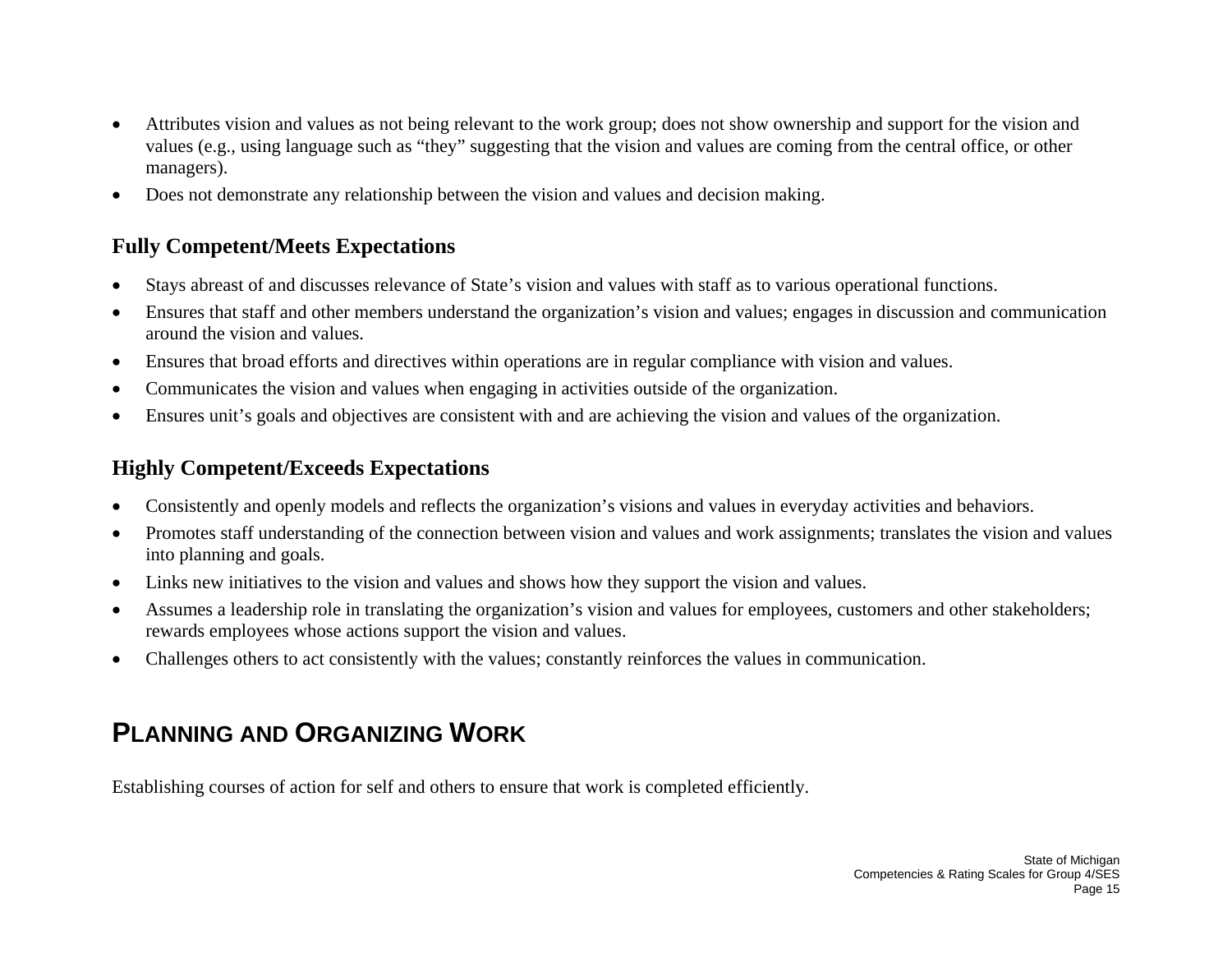- Attributes vision and values as not being relevant to the work group; does not show ownership and support for the vision and values (e.g., using language such as "they" suggesting that the vision and values are coming from the central office, or other managers).
- Does not demonstrate any relationship between the vision and values and decision making.

### Fully Competent/Meets Expectations

- Stays abreast of and discusses relevance of State's vision and values with staff as to various operational functions.
- Ensures that staff and other members understand the organization's vision and values; engages in discussion and communication around the vision and values.
- Ensures that broad efforts and directives within operations are in regular compliance with vision and values.
- Communicates the vision and values when engaging in activities outside of the organization.
- Ensures unit's goals and objectives are consistent with and are achieving the vision and values of the organization.

### Highly Competent/Exceeds Expectations

- Consistently and openly models and reflects the organization's visions and values in everyday activities and behaviors.
- Promotes staff understanding of the connection between vision and values and work assignments; translates the vision and values into planning and goals.
- Links new initiatives to the vision and values and shows how they support the vision and values.
- Assumes a leadership role in translating the organization's vision and values for employees, customers and other stakeholders; rewards employees whose actions support the vision and values.
- Challenges others to act consistently with the values; constantly reinforces the values in communication.

## PLANNING AND ORGANIZING WORK

Establishing courses of action for self and others to ensure that work is completed efficiently.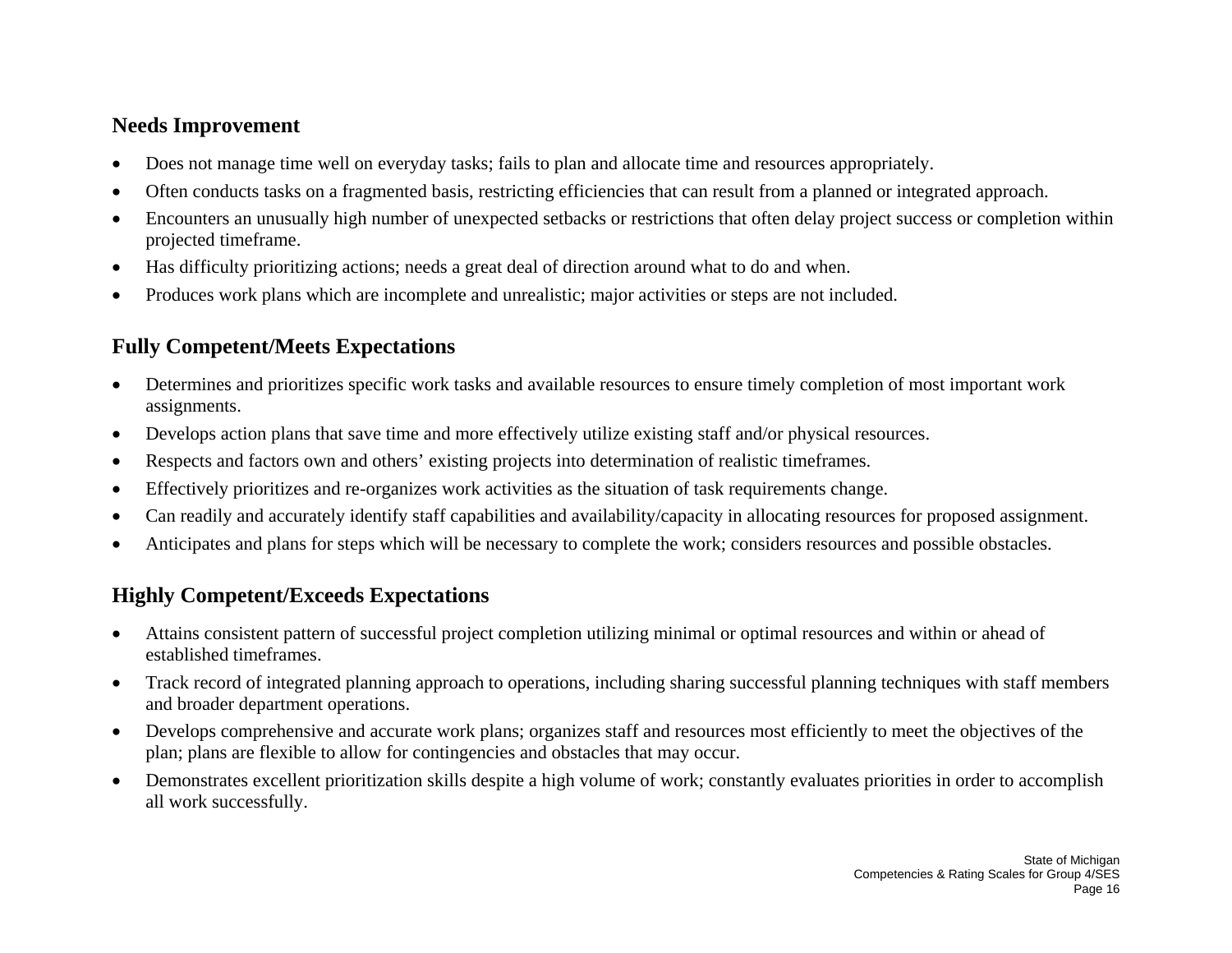## Needs Improvement

- Does not manage time well on everyday tasks; fails to plan and allocate time and resources appropriately.
- Often conducts tasks on a fragmented basis, restricting efficiencies that can result from a planned or integrated approach.
- Encounters an unusually high number of unexpected setbacks or restrictions that often delay project success or completion within projected timeframe.
- Has difficulty prioritizing actions; needs a great deal of direction around what to do and when.
- Produces work plans which are incomplete and unrealistic; major activities or steps are not included.

## Fully Competent/Meets Expectations

- Determines and prioritizes specific work tasks and available resources to ensure timely completion of most important work assignments.
- Develops action plans that save time and more effectively utilize existing staff and/or physical resources.
- Respects and factors own and others' existing projects into determination of realistic timeframes.
- Effectively prioritizes and re-organizes work activities as the situation of task requirements change.
- Can readily and accurately identify staff capabilities and availability/capacity in allocating resources for proposed assignment.
- Anticipates and plans for steps which will be necessary to complete the work; considers resources and possible obstacles.

## Highly Competent/Exceeds Expectations

- Attains consistent pattern of successful project completion utilizing minimal or optimal resources and within or ahead of established timeframes.
- Track record of integrated planning approach to operations, including sharing successful planning techniques with staff members and broader department operations.
- Develops comprehensive and accurate work plans; organizes staff and resources most efficiently to meet the objectives of the plan; plans are flexible to allow for contingencies and obstacles that may occur.
- Demonstrates excellent prioritization skills despite a high volume of work; constantly evaluates priorities in order to accomplish all work successfully.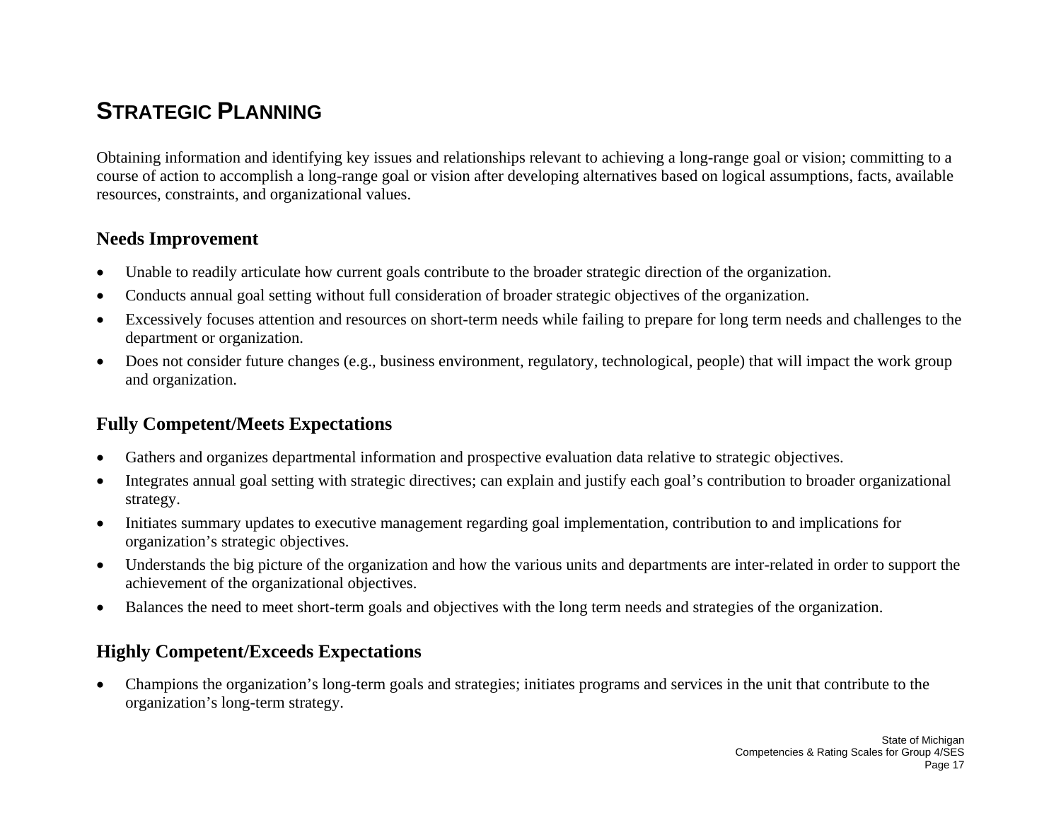# Strategic Planning

Obtaining information and identifying key issues and relationships relevant to achieving a long-range goal or vision; committing to a course of action to accomplish a long-range goal or vision after developing alternatives based on logical assumptions, facts, available resources, constraints, and organizational values.

## Needs Improvement

- Unable to readily articulate how current goals contribute to the broader strategic direction of the organization.
- Conducts annual goal setting without full consideration of broader strategic objectives of the organization.
- Excessively focuses attention and resources on short-term needs while failing to prepare for long term needs and challenges to the department or organization.
- Does not consider future changes (e.g., business environment, regulatory, technological, people) that will impact the work group and organization.

## Fully Competent/Meets Expectations

- Gathers and organizes departmental information and prospective evaluation data relative to strategic objectives.
- Integrates annual goal setting with strategic directives; can explain and justify each goal's contribution to broader organizational strategy.
- Initiates summary updates to executive management regarding goal implementation, contribution to and implications for organization's strategic objectives.
- Understands the big picture of the organization and how the various units and departments are inter-related in order to support the achievement of the organizational objectives.
- Balances the need to meet short-term goals and objectives with the long term needs and strategies of the organization.

## Highly Competent/Exceeds Expectations

- Champions the organization's long-term goals and strategies; initiates programs and services in the unit that contribute to the organization's long-term strategy.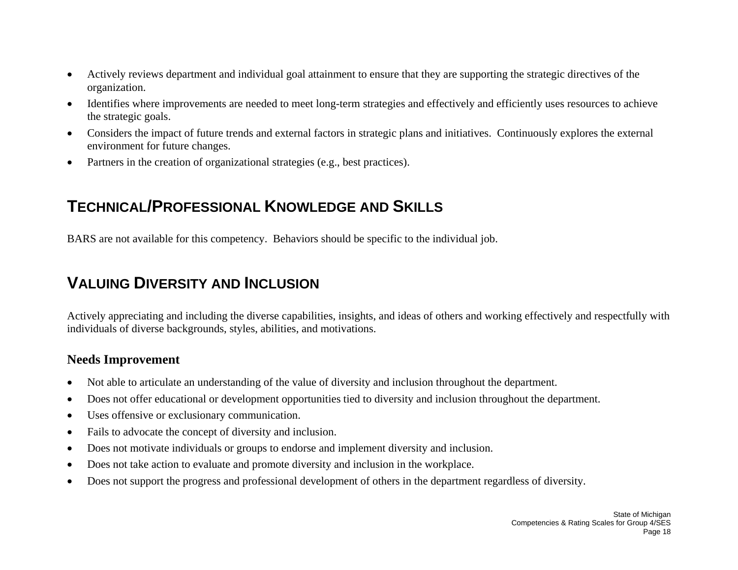- Actively reviews department and individual goal attainment to ensure that they are supporting the strategic directives of the organization.
- Identifies where improvements are needed to meet long-term strategies and effectively and efficiently uses resources to achieve the strategic goals.
- Considers the impact of future trends and external factors in strategic plans and initiatives. Continuously explores the external environment for future changes.
- Partners in the creation of organizational strategies (e.g., best practices).

## TECHNICAL/PROFESSIONAL KNOWLEDGE AND SKILLS

BARS are not available for this competency. Behaviors should be specific to the individual job.

## VALUING DIVERSITY AND INCLUSION

Actively appreciating and including the diverse capabilities, insights, and ideas of others and working effectively and respectfully with individuals of diverse backgrounds, styles, abilities, and motivations.

### Needs Improvement

- Not able to articulate an understanding of the value of diversity and inclusion throughout the department.
- Does not offer educational or development opportunities tied to diversity and inclusion throughout the department.
- Uses offensive or exclusionary communication.
- Fails to advocate the concept of diversity and inclusion.
- Does not motivate individuals or groups to endorse and implement diversity and inclusion.
- Does not take action to evaluate and promote diversity and inclusion in the workplace.
- Does not support the progress and professional development of others in the department regardless of diversity.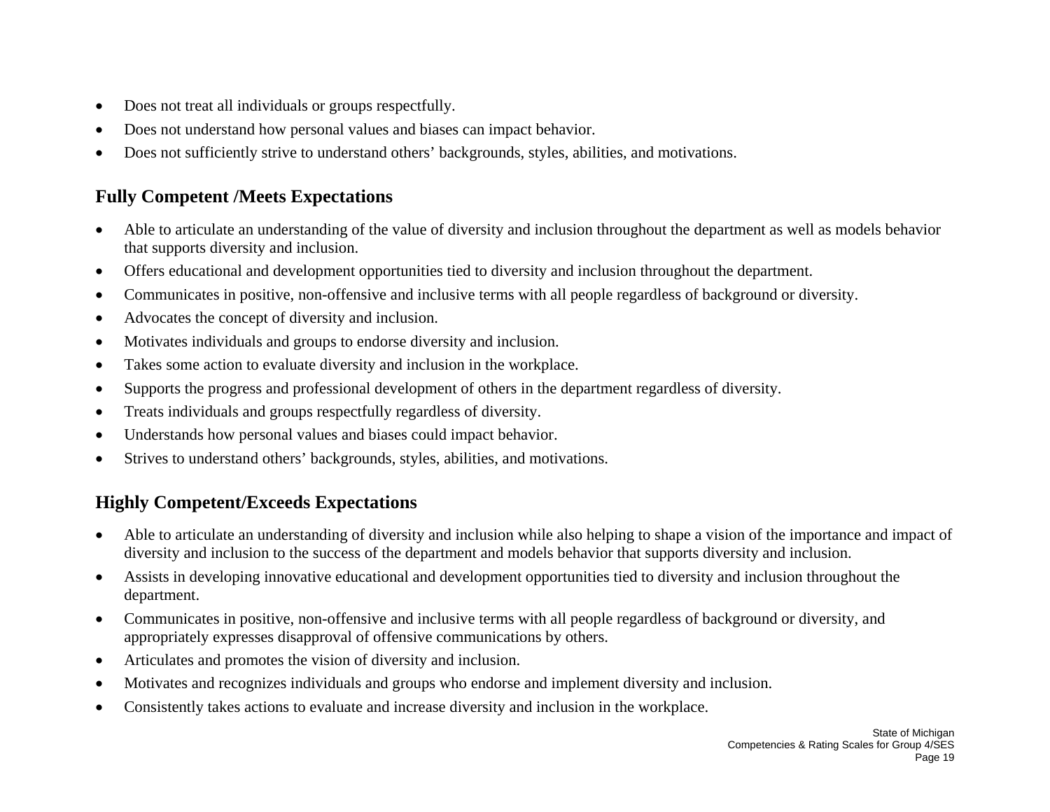- Does not treat all individuals or groups respectfully.
- Does not understand how personal values and biases can impact behavior.
- Does not sufficiently strive to understand others' backgrounds, styles, abilities, and motivations.

## Fully Competent /Meets Expectations

- Able to articulate an understanding of the value of diversity and inclusion throughout the department as well as models behavior that supports diversity and inclusion.
- Offers educational and development opportunities tied to diversity and inclusion throughout the department.
- Communicates in positive, non-offensive and inclusive terms with all people regardless of background or diversity.
- Advocates the concept of diversity and inclusion.
- Motivates individuals and groups to endorse diversity and inclusion.
- Takes some action to evaluate diversity and inclusion in the workplace.
- Supports the progress and professional development of others in the department regardless of diversity.
- Treats individuals and groups respectfully regardless of diversity.
- Understands how personal values and biases could impact behavior.
- Strives to understand others' backgrounds, styles, abilities, and motivations.

## Highly Competent/Exceeds Expectations

- Able to articulate an understanding of diversity and inclusion while also helping to shape a vision of the importance and impact of diversity and inclusion to the success of the department and models behavior that supports diversity and inclusion.
- Assists in developing innovative educational and development opportunities tied to diversity and inclusion throughout the department.
- Communicates in positive, non-offensive and inclusive terms with all people regardless of background or diversity, and appropriately expresses disapproval of offensive communications by others.
- Articulates and promotes the vision of diversity and inclusion.
- Motivates and recognizes individuals and groups who endorse and implement diversity and inclusion.
- Consistently takes actions to evaluate and increase diversity and inclusion in the workplace.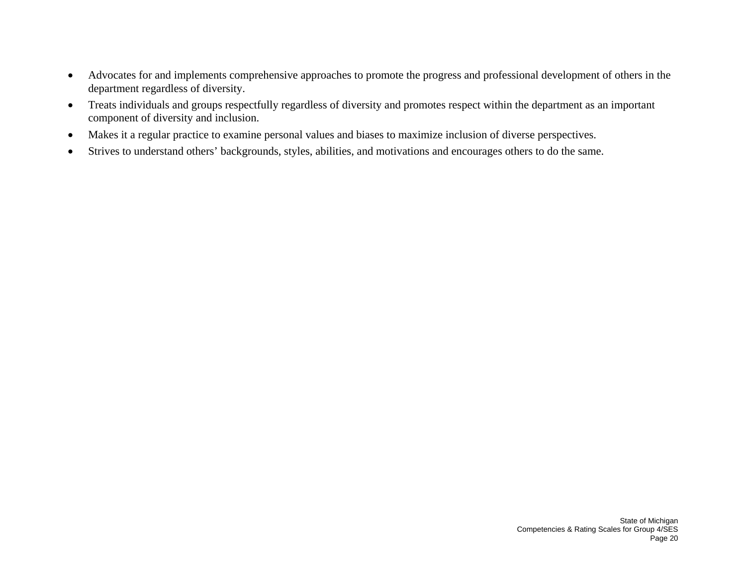- Advocates for and implements comprehensive approaches to promote the progress and professional development of others in the department regardless of diversity.
- Treats individuals and groups respectfully regardless of diversity and promotes respect within the department as an important component of diversity and inclusion.
- Makes it a regular practice to examine personal values and biases to maximize inclusion of diverse perspectives.
- Strives to understand others' backgrounds, styles, abilities, and motivations and encourages others to do the same.